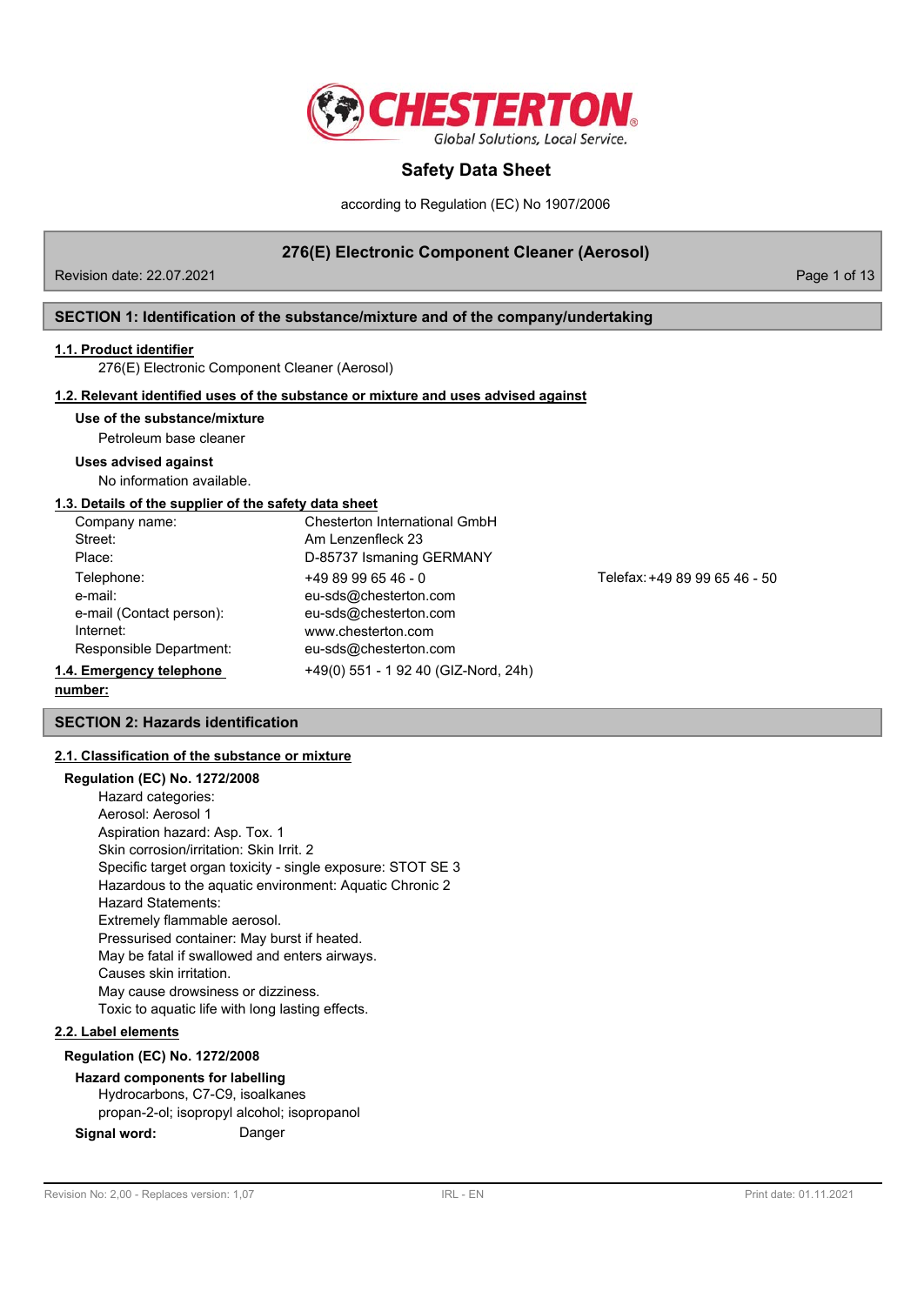# Safety Data Sheet

according to Regulation (EC) No 1907/2006

## 276(E) Electronic Component Cleaner (Aerosol)

Revision date: 22.07.2021

## SECTION 1: Identification of the substance/mixture and of the company/undertaking

### 1.1. Product identifier

276(E) Electronic Component Cleaner (Aerosol)

### 1.2. Relevant identified uses of the substance or mixture and uses advised against

**Use of the substance/mixture**

Petroleum base cleaner

**Uses advised against**

No information available.

### 1.3. Details of the supplier of the safety data sheet

| | | |
|---|---|---|
| Company name: | Chesterton International GmbH | |
| Street: | Am Lenzenfleck 23 | |
| Place: | D-85737 Ismaning GERMANY | |
| Telephone: | +49 89 99 65 46 - 0 | Telefax: +49 89 99 65 46 - 50 |
| e-mail: | eu-sds@chesterton.com | |
| e-mail (Contact person): | eu-sds@chesterton.com | |
| Internet: | www.chesterton.com | |
| Responsible Department: | eu-sds@chesterton.com | |

### 1.4. Emergency telephone number:

+49(0) 551 - 1 92 40 (GIZ-Nord, 24h)

## SECTION 2: Hazards identification

### 2.1. Classification of the substance or mixture

**Regulation (EC) No. 1272/2008**

Hazard categories:
Aerosol: Aerosol 1
Aspiration hazard: Asp. Tox. 1
Skin corrosion/irritation: Skin Irrit. 2
Specific target organ toxicity - single exposure: STOT SE 3
Hazardous to the aquatic environment: Aquatic Chronic 2
Hazard Statements:
Extremely flammable aerosol.
Pressurised container: May burst if heated.
May be fatal if swallowed and enters airways.
Causes skin irritation.
May cause drowsiness or dizziness.
Toxic to aquatic life with long lasting effects.

### 2.2. Label elements

**Regulation (EC) No. 1272/2008**

**Hazard components for labelling**

Hydrocarbons, C7-C9, isoalkanes
propan-2-ol; isopropyl alcohol; isopropanol

**Signal word:** Danger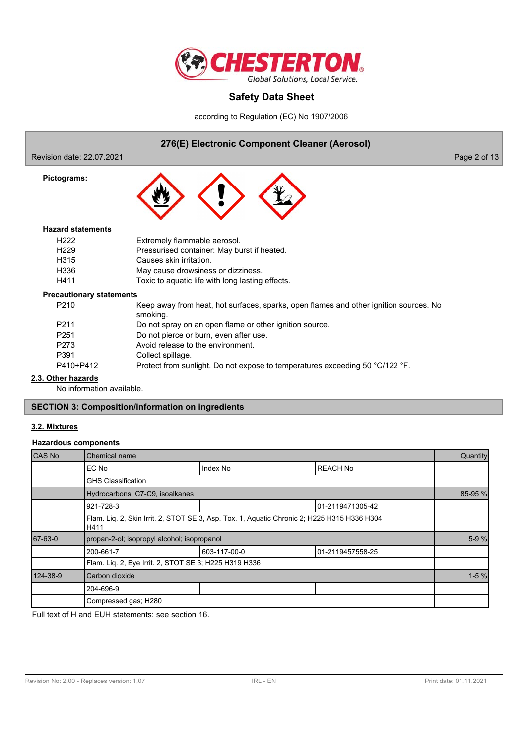**Pictograms:**

**Hazard statements**

| | |
|---|---|
| H222 | Extremely flammable aerosol. |
| H229 | Pressurised container: May burst if heated. |
| H315 | Causes skin irritation. |
| H336 | May cause drowsiness or dizziness. |
| H411 | Toxic to aquatic life with long lasting effects. |

**Precautionary statements**

| | |
|---|---|
| P210 | Keep away from heat, hot surfaces, sparks, open flames and other ignition sources. No smoking. |
| P211 | Do not spray on an open flame or other ignition source. |
| P251 | Do not pierce or burn, even after use. |
| P273 | Avoid release to the environment. |
| P391 | Collect spillage. |
| P410+P412 | Protect from sunlight. Do not expose to temperatures exceeding 50 °C/122 °F. |

## 2.3. Other hazards

No information available.

# SECTION 3: Composition/information on ingredients

## 3.2. Mixtures

### Hazardous components

| CAS No | Chemical name | | | Quantity |
|---|---|---|---|---|
| | EC No | Index No | REACH No | |
| | GHS Classification | | | |
| | Hydrocarbons, C7-C9, isoalkanes | | | 85-95 % |
| | 921-728-3 | | 01-2119471305-42 | |
| | Flam. Liq. 2, Skin Irrit. 2, STOT SE 3, Asp. Tox. 1, Aquatic Chronic 2; H225 H315 H336 H304 H411 | | | |
| 67-63-0 | propan-2-ol; isopropyl alcohol; isopropanol | | | 5-9 % |
| | 200-661-7 | 603-117-00-0 | 01-2119457558-25 | |
| | Flam. Liq. 2, Eye Irrit. 2, STOT SE 3; H225 H319 H336 | | | |
| 124-38-9 | Carbon dioxide | | | 1-5 % |
| | 204-696-9 | | | |
| | Compressed gas; H280 | | | |

Full text of H and EUH statements: see section 16.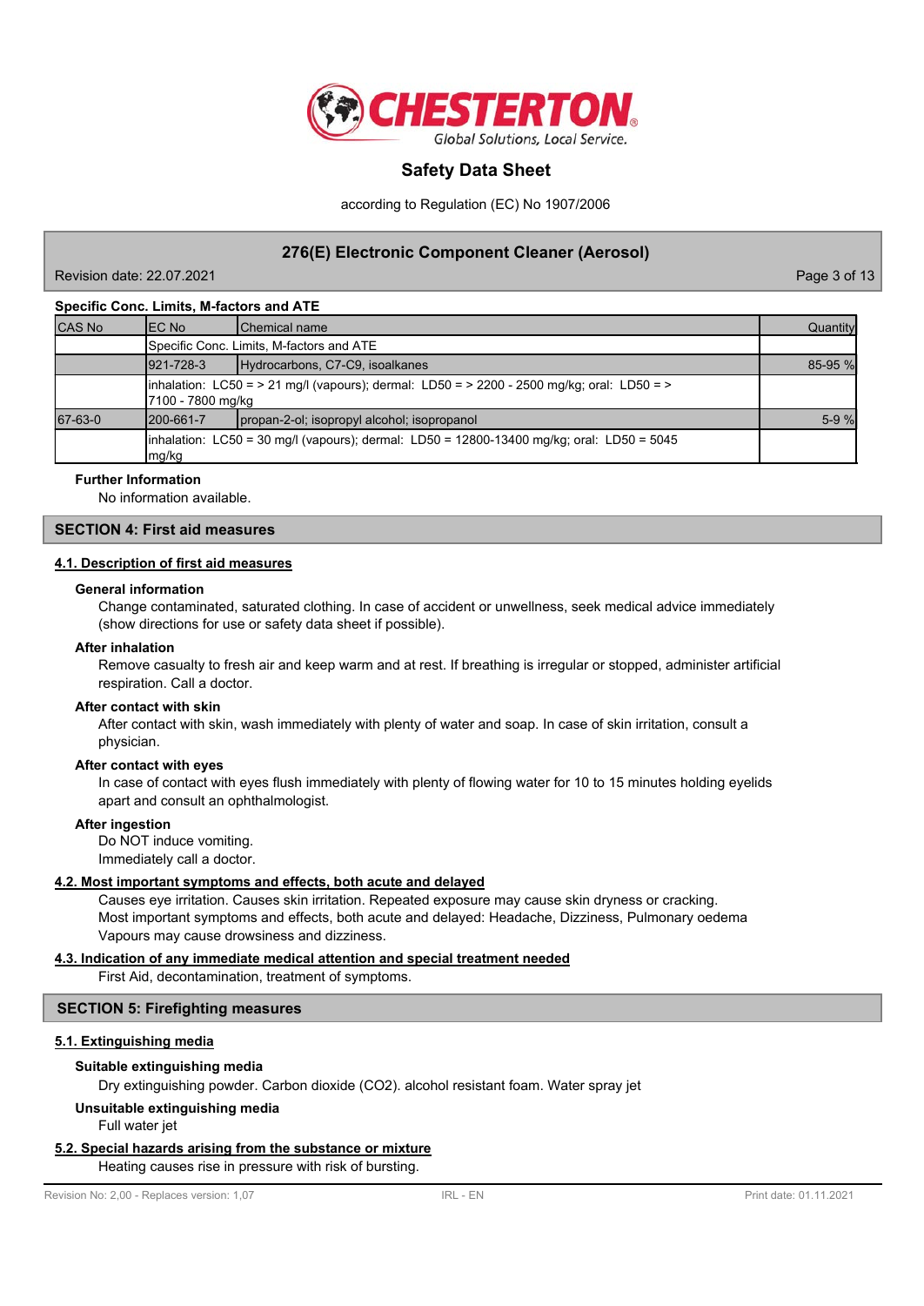### Specific Conc. Limits, M-factors and ATE

| CAS No | EC No | Chemical name | Quantity |
|---|---|---|---|
| | Specific Conc. Limits, M-factors and ATE | | |
| | 921-728-3 | Hydrocarbons, C7-C9, isoalkanes | 85-95 % |
| | inhalation: LC50 = > 21 mg/l (vapours); dermal: LD50 = > 2200 - 2500 mg/kg; oral: LD50 = > 7100 - 7800 mg/kg | | |
| 67-63-0 | 200-661-7 | propan-2-ol; isopropyl alcohol; isopropanol | 5-9 % |
| | inhalation: LC50 = 30 mg/l (vapours); dermal: LD50 = 12800-13400 mg/kg; oral: LD50 = 5045 mg/kg | | |

**Further Information**

No information available.

## SECTION 4: First aid measures

### 4.1. Description of first aid measures

**General information**

Change contaminated, saturated clothing. In case of accident or unwellness, seek medical advice immediately (show directions for use or safety data sheet if possible).

**After inhalation**

Remove casualty to fresh air and keep warm and at rest. If breathing is irregular or stopped, administer artificial respiration. Call a doctor.

**After contact with skin**

After contact with skin, wash immediately with plenty of water and soap. In case of skin irritation, consult a physician.

**After contact with eyes**

In case of contact with eyes flush immediately with plenty of flowing water for 10 to 15 minutes holding eyelids apart and consult an ophthalmologist.

**After ingestion**

Do NOT induce vomiting.
Immediately call a doctor.

### 4.2. Most important symptoms and effects, both acute and delayed

Causes eye irritation. Causes skin irritation. Repeated exposure may cause skin dryness or cracking.
Most important symptoms and effects, both acute and delayed: Headache, Dizziness, Pulmonary oedema
Vapours may cause drowsiness and dizziness.

### 4.3. Indication of any immediate medical attention and special treatment needed

First Aid, decontamination, treatment of symptoms.

## SECTION 5: Firefighting measures

### 5.1. Extinguishing media

**Suitable extinguishing media**

Dry extinguishing powder. Carbon dioxide ($CO_2$). alcohol resistant foam. Water spray jet

**Unsuitable extinguishing media**

Full water jet

### 5.2. Special hazards arising from the substance or mixture

Heating causes rise in pressure with risk of bursting.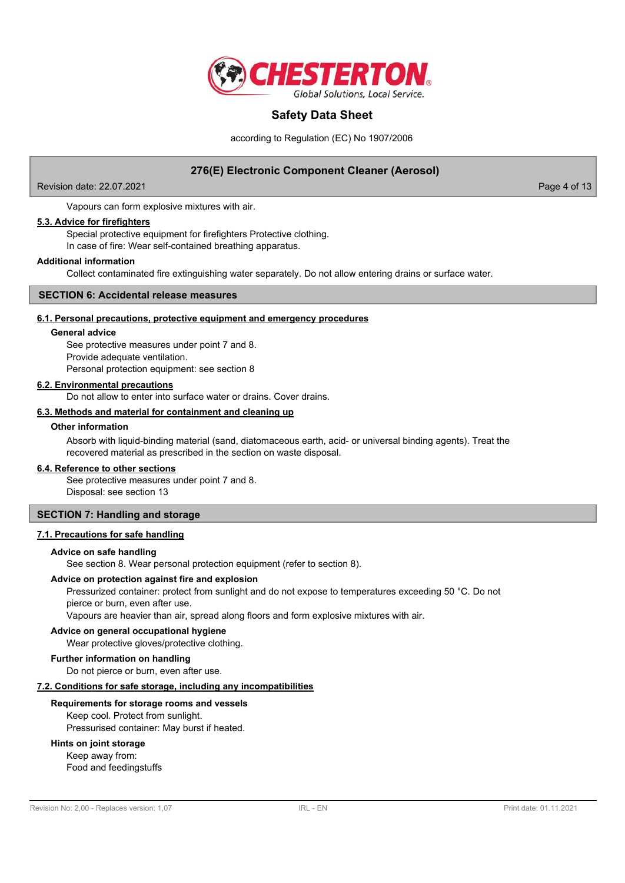Vapours can form explosive mixtures with air.

### 5.3. Advice for firefighters

Special protective equipment for firefighters Protective clothing.
In case of fire: Wear self-contained breathing apparatus.

**Additional information**

Collect contaminated fire extinguishing water separately. Do not allow entering drains or surface water.

## SECTION 6: Accidental release measures

### 6.1. Personal precautions, protective equipment and emergency procedures

**General advice**

See protective measures under point 7 and 8.
Provide adequate ventilation.
Personal protection equipment: see section 8

### 6.2. Environmental precautions

Do not allow to enter into surface water or drains. Cover drains.

### 6.3. Methods and material for containment and cleaning up

**Other information**

Absorb with liquid-binding material (sand, diatomaceous earth, acid- or universal binding agents). Treat the recovered material as prescribed in the section on waste disposal.

### 6.4. Reference to other sections

See protective measures under point 7 and 8.
Disposal: see section 13

## SECTION 7: Handling and storage

### 7.1. Precautions for safe handling

**Advice on safe handling**

See section 8. Wear personal protection equipment (refer to section 8).

**Advice on protection against fire and explosion**

Pressurized container: protect from sunlight and do not expose to temperatures exceeding 50 °C. Do not pierce or burn, even after use.
Vapours are heavier than air, spread along floors and form explosive mixtures with air.

**Advice on general occupational hygiene**

Wear protective gloves/protective clothing.

**Further information on handling**

Do not pierce or burn, even after use.

### 7.2. Conditions for safe storage, including any incompatibilities

**Requirements for storage rooms and vessels**

Keep cool. Protect from sunlight.
Pressurised container: May burst if heated.

**Hints on joint storage**

Keep away from:
Food and feedingstuffs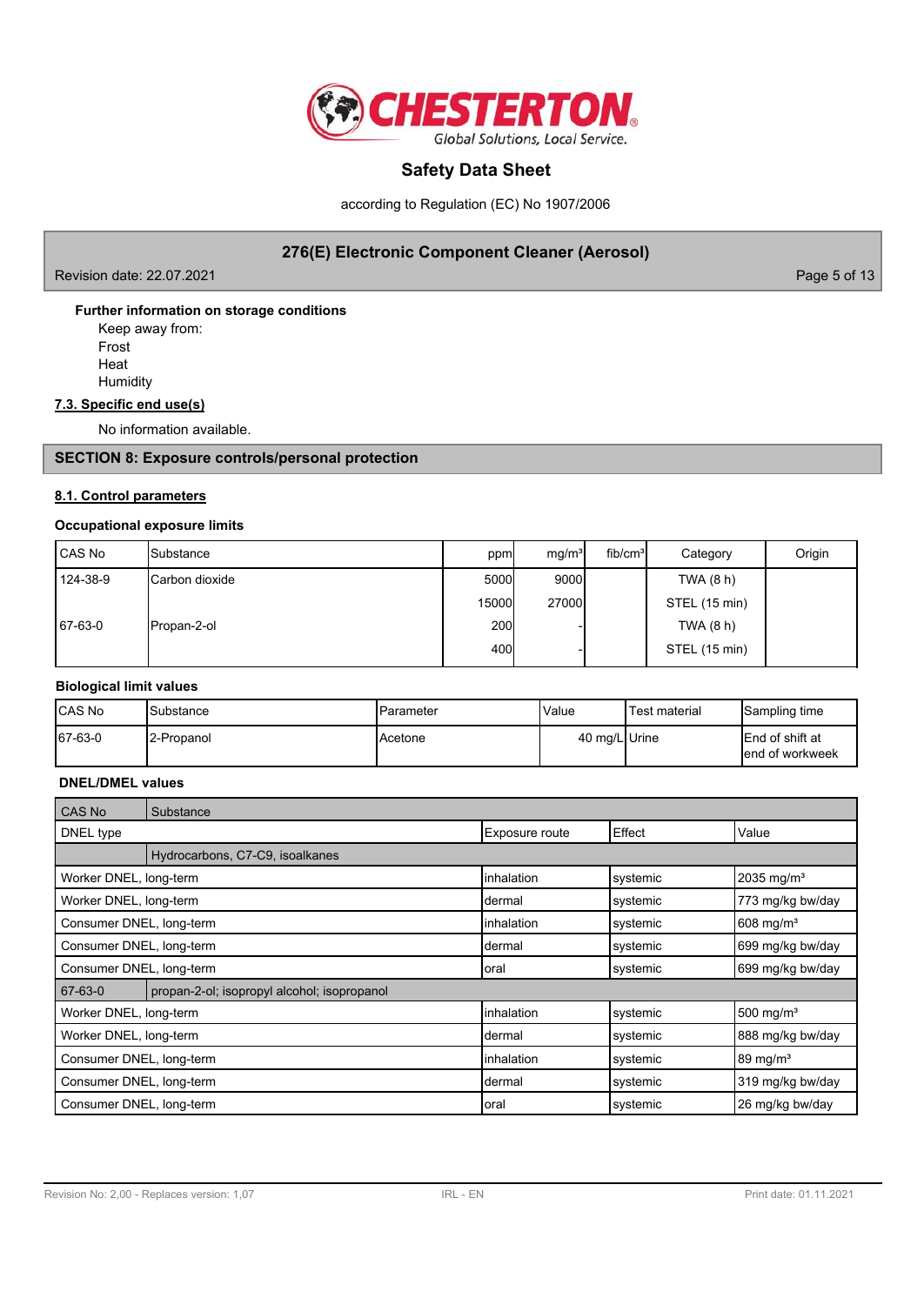**Further information on storage conditions**

Keep away from:
Frost
Heat
Humidity

**7.3. Specific end use(s)**

No information available.

## SECTION 8: Exposure controls/personal protection

**8.1. Control parameters**

### Occupational exposure limits

| CAS No | Substance | ppm | mg/m³ | fib/cm³ | Category | Origin |
|---|---|---|---|---|---|---|
| 124-38-9 | Carbon dioxide | 5000 | 9000 | | TWA (8 h) | |
| | | 15000 | 27000 | | STEL (15 min) | |
| 67-63-0 | Propan-2-ol | 200 | - | | TWA (8 h) | |
| | | 400 | - | | STEL (15 min) | |

### Biological limit values

| CAS No | Substance | Parameter | Value | Test material | Sampling time |
|---|---|---|---|---|---|
| 67-63-0 | 2-Propanol | Acetone | 40 mg/L | Urine | End of shift at end of workweek |

### DNEL/DMEL values

| CAS No | Substance | | |
|---|---|---|---|
| DNEL type | Exposure route | Effect | Value |
| | Hydrocarbons, C7-C9, isoalkanes | | |
| Worker DNEL, long-term | inhalation | systemic | 2035 mg/m³ |
| Worker DNEL, long-term | dermal | systemic | 773 mg/kg bw/day |
| Consumer DNEL, long-term | inhalation | systemic | 608 mg/m³ |
| Consumer DNEL, long-term | dermal | systemic | 699 mg/kg bw/day |
| Consumer DNEL, long-term | oral | systemic | 699 mg/kg bw/day |
| 67-63-0 | propan-2-ol; isopropyl alcohol; isopropanol | | |
| Worker DNEL, long-term | inhalation | systemic | 500 mg/m³ |
| Worker DNEL, long-term | dermal | systemic | 888 mg/kg bw/day |
| Consumer DNEL, long-term | inhalation | systemic | 89 mg/m³ |
| Consumer DNEL, long-term | dermal | systemic | 319 mg/kg bw/day |
| Consumer DNEL, long-term | oral | systemic | 26 mg/kg bw/day |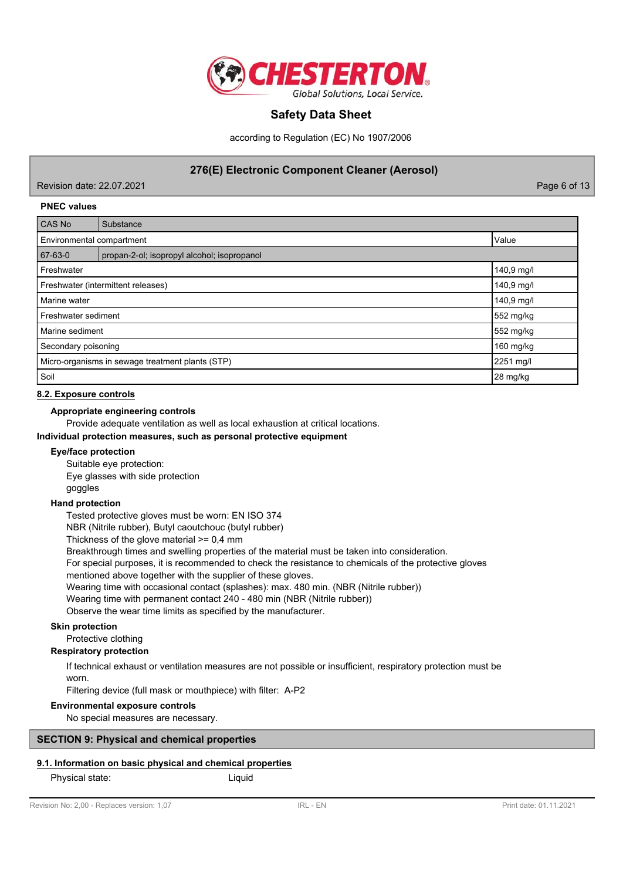**PNEC values**

| CAS No | Substance | Value |
|---|---|---|
| Environmental compartment | | Value |
| 67-63-0 | propan-2-ol; isopropyl alcohol; isopropanol | |
| Freshwater | | 140,9 mg/l |
| Freshwater (intermittent releases) | | 140,9 mg/l |
| Marine water | | 140,9 mg/l |
| Freshwater sediment | | 552 mg/kg |
| Marine sediment | | 552 mg/kg |
| Secondary poisoning | | 160 mg/kg |
| Micro-organisms in sewage treatment plants (STP) | | 2251 mg/l |
| Soil | | 28 mg/kg |

## 8.2. Exposure controls

**Appropriate engineering controls**

Provide adequate ventilation as well as local exhaustion at critical locations.

**Individual protection measures, such as personal protective equipment**

**Eye/face protection**

Suitable eye protection:
Eye glasses with side protection
goggles

**Hand protection**

Tested protective gloves must be worn: EN ISO 374
NBR (Nitrile rubber), Butyl caoutchouc (butyl rubber)
Thickness of the glove material >= 0,4 mm
Breakthrough times and swelling properties of the material must be taken into consideration.
For special purposes, it is recommended to check the resistance to chemicals of the protective gloves mentioned above together with the supplier of these gloves.
Wearing time with occasional contact (splashes): max. 480 min. (NBR (Nitrile rubber))
Wearing time with permanent contact 240 - 480 min (NBR (Nitrile rubber))
Observe the wear time limits as specified by the manufacturer.

**Skin protection**

Protective clothing

**Respiratory protection**

If technical exhaust or ventilation measures are not possible or insufficient, respiratory protection must be worn.
Filtering device (full mask or mouthpiece) with filter: A-P2

**Environmental exposure controls**

No special measures are necessary.

## SECTION 9: Physical and chemical properties

### 9.1. Information on basic physical and chemical properties

Physical state: Liquid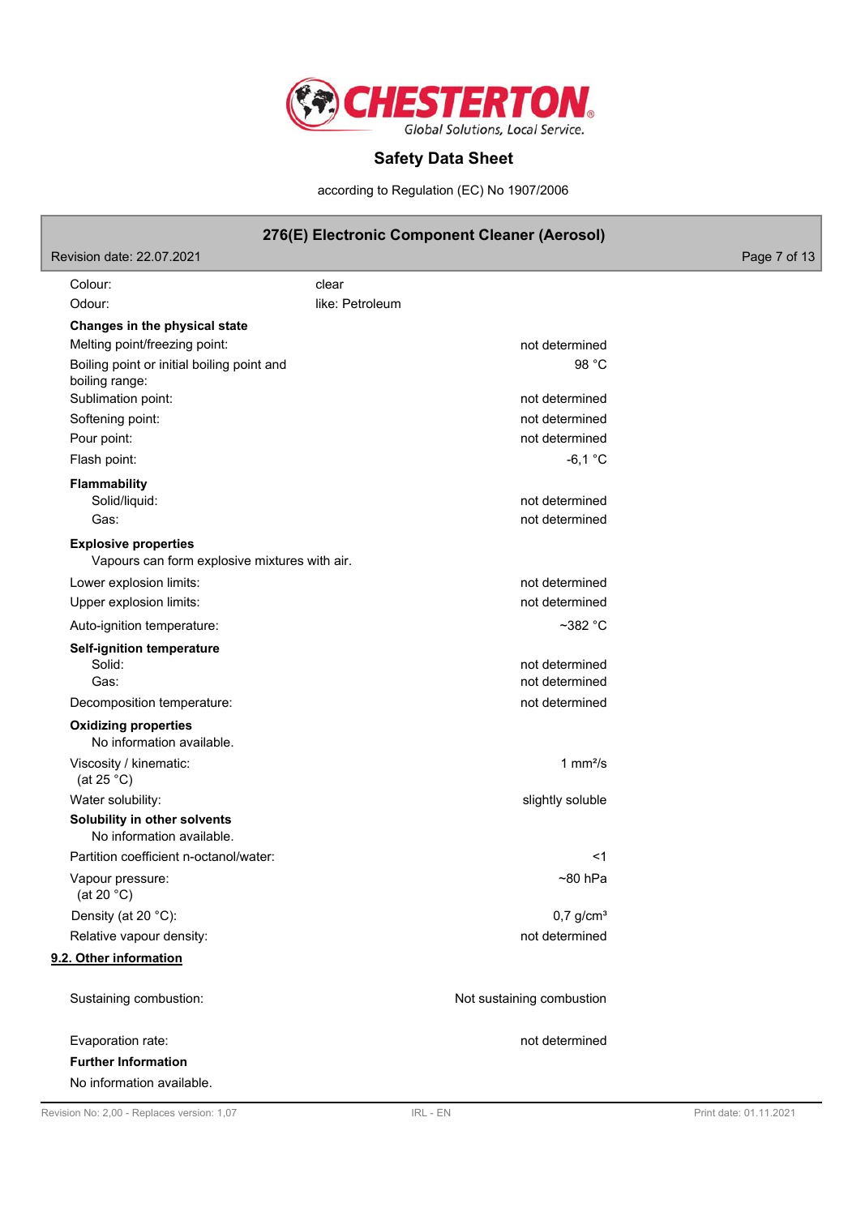| | |
|---|---|
| Colour: | clear |
| Odour: | like: Petroleum |

**Changes in the physical state**

| | |
|---|---|
| Melting point/freezing point: | not determined |
| Boiling point or initial boiling point and boiling range: | 98 °C |
| Sublimation point: | not determined |
| Softening point: | not determined |
| Pour point: | not determined |
| Flash point: | -6,1 °C |

**Flammability**

| | |
|---|---|
| Solid/liquid: | not determined |
| Gas: | not determined |

**Explosive properties**

Vapours can form explosive mixtures with air.

| | |
|---|---|
| Lower explosion limits: | not determined |
| Upper explosion limits: | not determined |
| Auto-ignition temperature: | ~382 °C |

**Self-ignition temperature**

| | |
|---|---|
| Solid: | not determined |
| Gas: | not determined |
| Decomposition temperature: | not determined |

**Oxidizing properties**

No information available.

| | |
|---|---|
| Viscosity / kinematic: (at 25 °C) | 1 mm²/s |
| Water solubility: | slightly soluble |

**Solubility in other solvents**

No information available.

| | |
|---|---|
| Partition coefficient n-octanol/water: | <1 |
| Vapour pressure: (at 20 °C) | ~80 hPa |
| Density (at 20 °C): | 0,7 g/cm³ |
| Relative vapour density: | not determined |

## 9.2. Other information

| | |
|---|---|
| Sustaining combustion: | Not sustaining combustion |
| Evaporation rate: | not determined |

**Further Information**

No information available.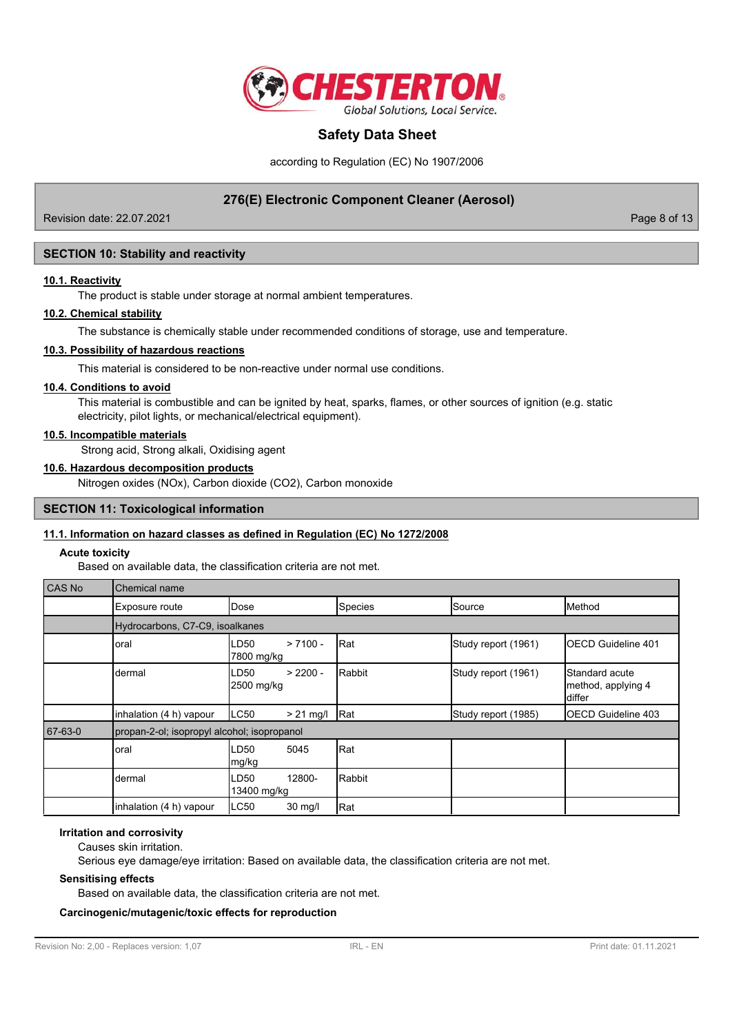## SECTION 10: Stability and reactivity

### 10.1. Reactivity

The product is stable under storage at normal ambient temperatures.

### 10.2. Chemical stability

The substance is chemically stable under recommended conditions of storage, use and temperature.

### 10.3. Possibility of hazardous reactions

This material is considered to be non-reactive under normal use conditions.

### 10.4. Conditions to avoid

This material is combustible and can be ignited by heat, sparks, flames, or other sources of ignition (e.g. static electricity, pilot lights, or mechanical/electrical equipment).

### 10.5. Incompatible materials

Strong acid, Strong alkali, Oxidising agent

### 10.6. Hazardous decomposition products

Nitrogen oxides (NOx), Carbon dioxide ($CO_2$), Carbon monoxide

## SECTION 11: Toxicological information

### 11.1. Information on hazard classes as defined in Regulation (EC) No 1272/2008

**Acute toxicity**

Based on available data, the classification criteria are not met.

| CAS No | Chemical name | | | | |
|---|---|---|---|---|---|
| | Exposure route | Dose | Species | Source | Method |
| | Hydrocarbons, C7-C9, isoalkanes | | | | |
| | oral | LD50 > 7100 - 7800 mg/kg | Rat | Study report (1961) | OECD Guideline 401 |
| | dermal | LD50 > 2200 - 2500 mg/kg | Rabbit | Study report (1961) | Standard acute method, applying 4 differ |
| | inhalation (4 h) vapour | LC50 > 21 mg/l | Rat | Study report (1985) | OECD Guideline 403 |
| 67-63-0 | propan-2-ol; isopropyl alcohol; isopropanol | | | | |
| | oral | LD50 5045 mg/kg | Rat | | |
| | dermal | LD50 12800-13400 mg/kg | Rabbit | | |
| | inhalation (4 h) vapour | LC50 30 mg/l | Rat | | |

**Irritation and corrosivity**

Causes skin irritation.

Serious eye damage/eye irritation: Based on available data, the classification criteria are not met.

**Sensitising effects**

Based on available data, the classification criteria are not met.

**Carcinogenic/mutagenic/toxic effects for reproduction**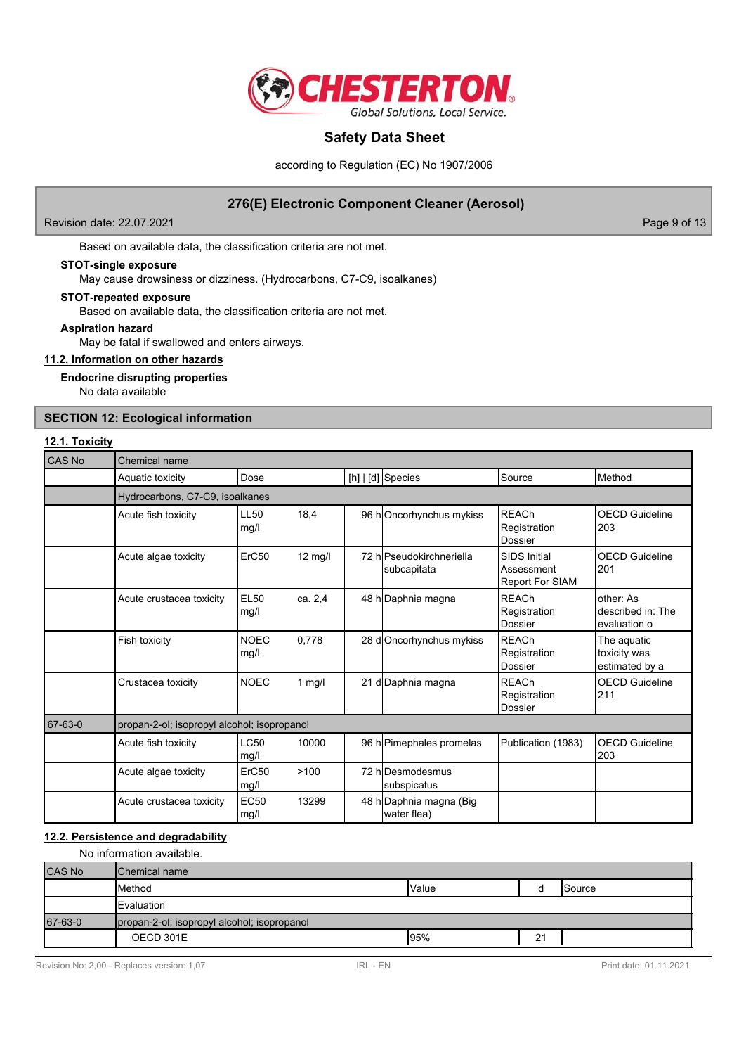Based on available data, the classification criteria are not met.

**STOT-single exposure**

May cause drowsiness or dizziness. (Hydrocarbons, C7-C9, isoalkanes)

**STOT-repeated exposure**

Based on available data, the classification criteria are not met.

**Aspiration hazard**

May be fatal if swallowed and enters airways.

### 11.2. Information on other hazards

**Endocrine disrupting properties**

No data available

## SECTION 12: Ecological information

### 12.1. Toxicity

| CAS No | Chemical name | | | | | | |
|---|---|---|---|---|---|---|---|
| | Aquatic toxicity | Dose | | [h] \| [d] | Species | Source | Method |
| | Hydrocarbons, C7-C9, isoalkanes | | | | | | |
| | Acute fish toxicity | LL50 mg/l | 18,4 | 96 h | Oncorhynchus mykiss | REACh Registration Dossier | OECD Guideline 203 |
| | Acute algae toxicity | ErC50 | 12 mg/l | 72 h | Pseudokirchneriella subcapitata | SIDS Initial Assessment Report For SIAM | OECD Guideline 201 |
| | Acute crustacea toxicity | EL50 mg/l | ca. 2,4 | 48 h | Daphnia magna | REACh Registration Dossier | other: As described in: The evaluation o |
| | Fish toxicity | NOEC mg/l | 0,778 | 28 d | Oncorhynchus mykiss | REACh Registration Dossier | The aquatic toxicity was estimated by a |
| | Crustacea toxicity | NOEC | 1 mg/l | 21 d | Daphnia magna | REACh Registration Dossier | OECD Guideline 211 |
| 67-63-0 | propan-2-ol; isopropyl alcohol; isopropanol | | | | | | |
| | Acute fish toxicity | LC50 mg/l | 10000 | 96 h | Pimephales promelas | Publication (1983) | OECD Guideline 203 |
| | Acute algae toxicity | ErC50 mg/l | >100 | 72 h | Desmodesmus subspicatus | | |
| | Acute crustacea toxicity | EC50 mg/l | 13299 | 48 h | Daphnia magna (Big water flea) | | |

### 12.2. Persistence and degradability

No information available.

| CAS No | Chemical name | | | |
|---|---|---|---|---|
| | Method | Value | d | Source |
| | Evaluation | | | |
| 67-63-0 | propan-2-ol; isopropyl alcohol; isopropanol | | | |
| | OECD 301E | 95% | 21 | |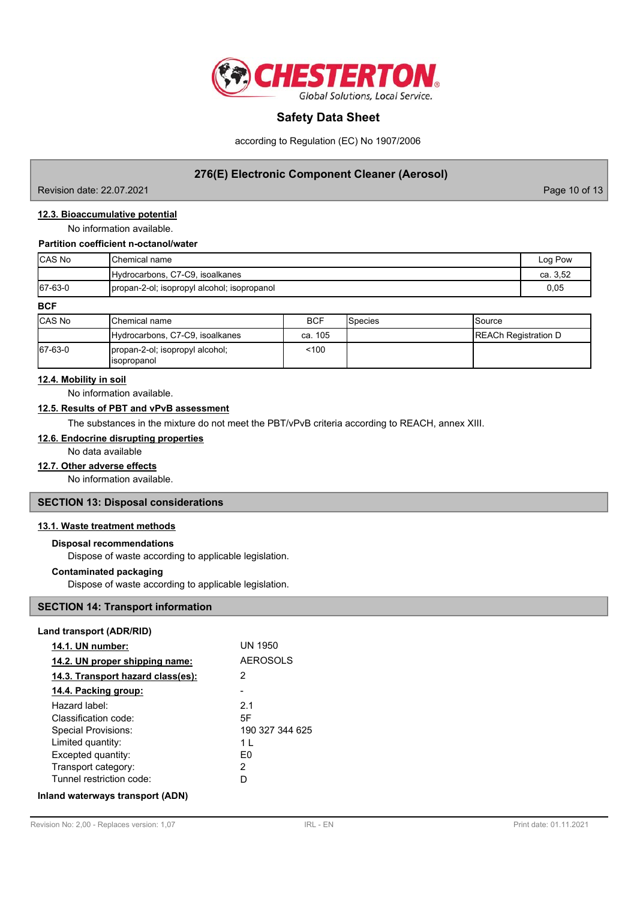### 12.3. Bioaccumulative potential

No information available.

**Partition coefficient n-octanol/water**

| CAS No | Chemical name | Log Pow |
|---|---|---|
| | Hydrocarbons, C7-C9, isoalkanes | ca. 3,52 |
| 67-63-0 | propan-2-ol; isopropyl alcohol; isopropanol | 0,05 |

**BCF**

| CAS No | Chemical name | BCF | Species | Source |
|---|---|---|---|---|
| | Hydrocarbons, C7-C9, isoalkanes | ca. 105 | | REACh Registration D |
| 67-63-0 | propan-2-ol; isopropyl alcohol; isopropanol | <100 | | |

### 12.4. Mobility in soil

No information available.

### 12.5. Results of PBT and vPvB assessment

The substances in the mixture do not meet the PBT/vPvB criteria according to REACH, annex XIII.

### 12.6. Endocrine disrupting properties

No data available

### 12.7. Other adverse effects

No information available.

## SECTION 13: Disposal considerations

### 13.1. Waste treatment methods

**Disposal recommendations**

Dispose of waste according to applicable legislation.

**Contaminated packaging**

Dispose of waste according to applicable legislation.

## SECTION 14: Transport information

**Land transport (ADR/RID)**

| | |
|---|---|
| **14.1. UN number:** | UN 1950 |
| **14.2. UN proper shipping name:** | AEROSOLS |
| **14.3. Transport hazard class(es):** | 2 |
| **14.4. Packing group:** | - |
| Hazard label: | 2.1 |
| Classification code: | 5F |
| Special Provisions: | 190 327 344 625 |
| Limited quantity: | 1 L |
| Excepted quantity: | E0 |
| Transport category: | 2 |
| Tunnel restriction code: | D |

**Inland waterways transport (ADN)**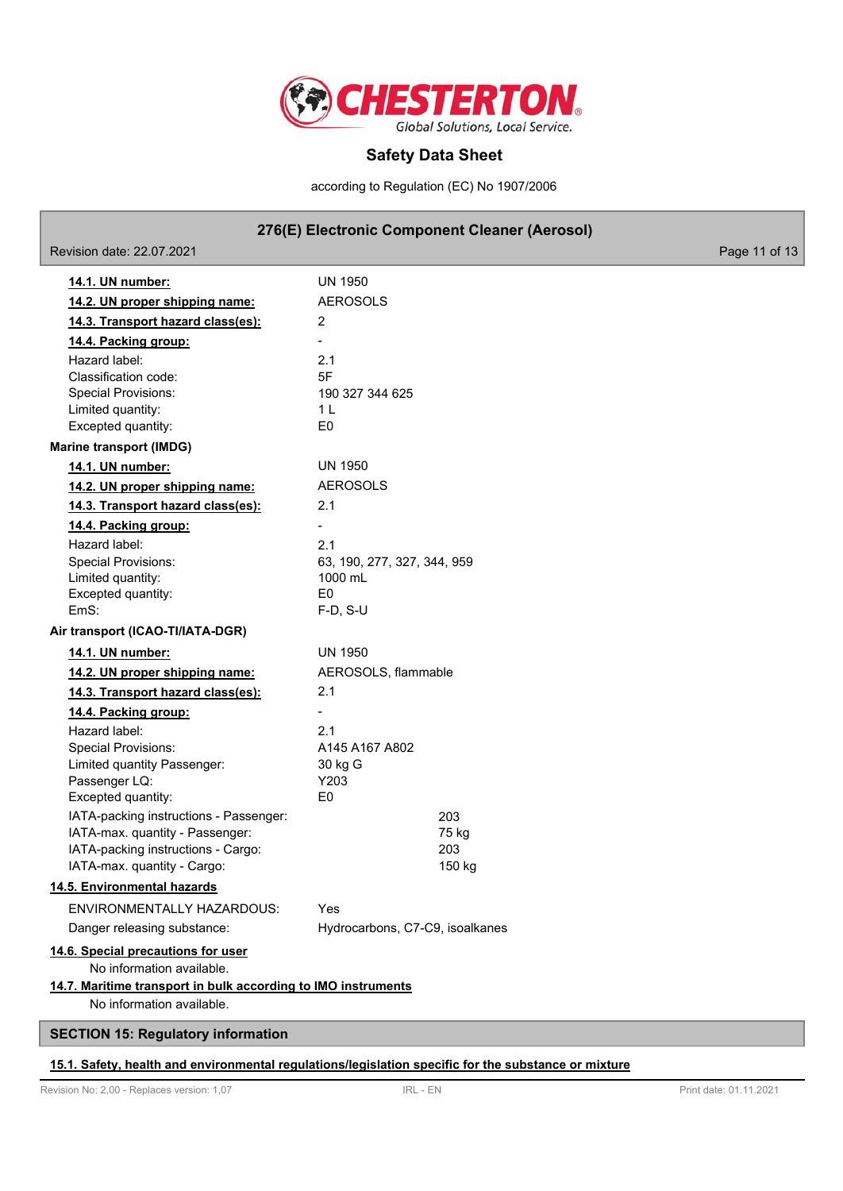**14.1. UN number:** UN 1950

**14.2. UN proper shipping name:** AEROSOLS

**14.3. Transport hazard class(es):** 2

**14.4. Packing group:** -

Hazard label: 2.1
Classification code: 5F
Special Provisions: 190 327 344 625
Limited quantity: 1 L
Excepted quantity: E0

**Marine transport (IMDG)**

**14.1. UN number:** UN 1950

**14.2. UN proper shipping name:** AEROSOLS

**14.3. Transport hazard class(es):** 2.1

**14.4. Packing group:** -

Hazard label: 2.1
Special Provisions: 63, 190, 277, 327, 344, 959
Limited quantity: 1000 mL
Excepted quantity: E0
EmS: F-D, S-U

**Air transport (ICAO-TI/IATA-DGR)**

**14.1. UN number:** UN 1950

**14.2. UN proper shipping name:** AEROSOLS, flammable

**14.3. Transport hazard class(es):** 2.1

**14.4. Packing group:** -

Hazard label: 2.1
Special Provisions: A145 A167 A802
Limited quantity Passenger: 30 kg G
Passenger LQ: Y203
Excepted quantity: E0

IATA-packing instructions - Passenger: 203
IATA-max. quantity - Passenger: 75 kg
IATA-packing instructions - Cargo: 203
IATA-max. quantity - Cargo: 150 kg

**14.5. Environmental hazards**

ENVIRONMENTALLY HAZARDOUS: Yes
Danger releasing substance: Hydrocarbons, C7-C9, isoalkanes

**14.6. Special precautions for user**

No information available.

**14.7. Maritime transport in bulk according to IMO instruments**

No information available.

## SECTION 15: Regulatory information

**15.1. Safety, health and environmental regulations/legislation specific for the substance or mixture**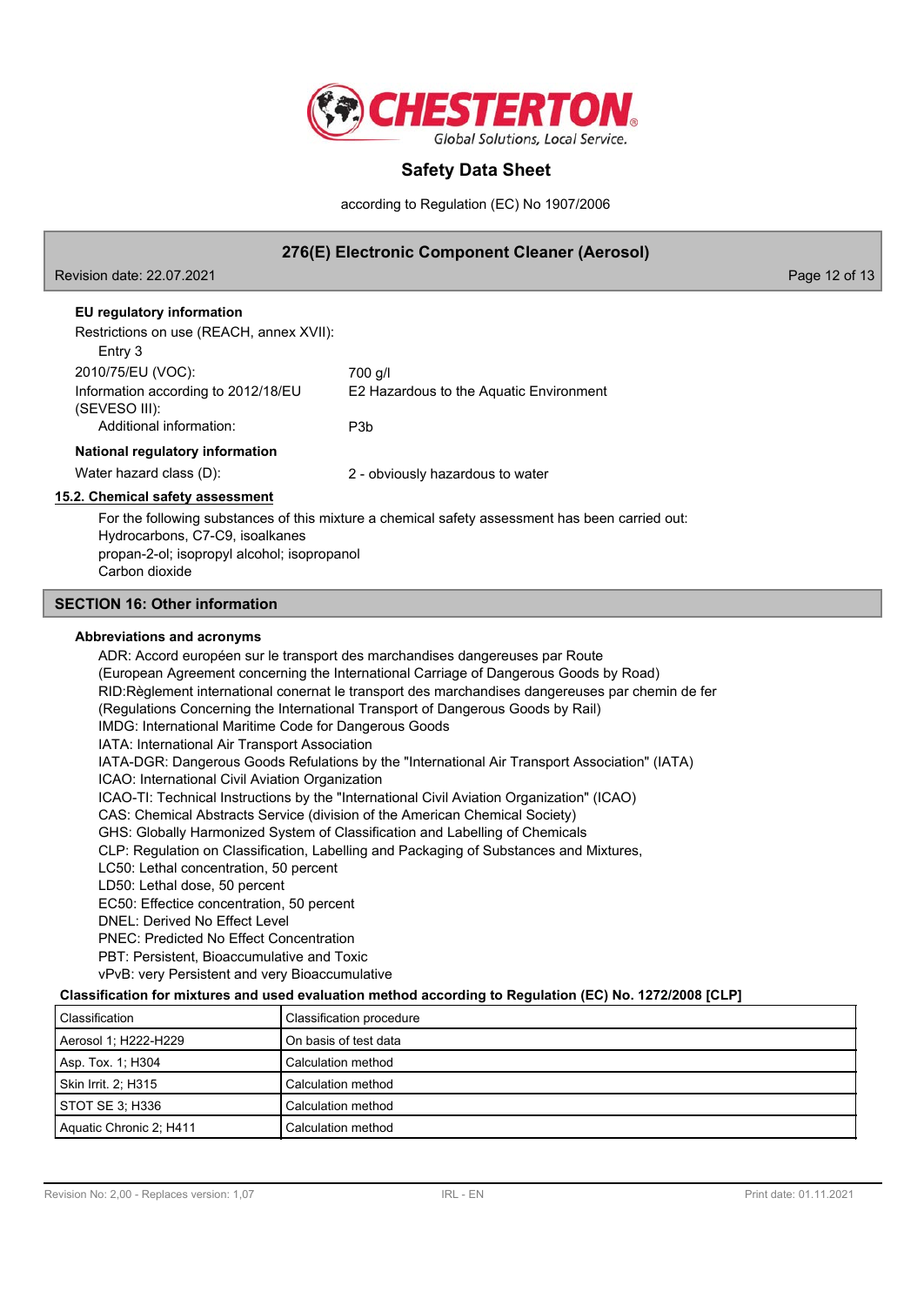**EU regulatory information**

Restrictions on use (REACH, annex XVII):

Entry 3

| | |
|---|---|
| 2010/75/EU (VOC): | 700 g/l |
| Information according to 2012/18/EU (SEVESO III): | E2 Hazardous to the Aquatic Environment |
| Additional information: | P3b |

**National regulatory information**

| | |
|---|---|
| Water hazard class (D): | 2 - obviously hazardous to water |

### 15.2. Chemical safety assessment

For the following substances of this mixture a chemical safety assessment has been carried out:
Hydrocarbons, C7-C9, isoalkanes
propan-2-ol; isopropyl alcohol; isopropanol
Carbon dioxide

## SECTION 16: Other information

**Abbreviations and acronyms**

ADR: Accord européen sur le transport des marchandises dangereuses par Route
(European Agreement concerning the International Carriage of Dangerous Goods by Road)
RID:Règlement international conernat le transport des marchandises dangereuses par chemin de fer
(Regulations Concerning the International Transport of Dangerous Goods by Rail)
IMDG: International Maritime Code for Dangerous Goods
IATA: International Air Transport Association
IATA-DGR: Dangerous Goods Refulations by the "International Air Transport Association" (IATA)
ICAO: International Civil Aviation Organization
ICAO-TI: Technical Instructions by the "International Civil Aviation Organization" (ICAO)
CAS: Chemical Abstracts Service (division of the American Chemical Society)
GHS: Globally Harmonized System of Classification and Labelling of Chemicals
CLP: Regulation on Classification, Labelling and Packaging of Substances and Mixtures,
LC50: Lethal concentration, 50 percent
LD50: Lethal dose, 50 percent
EC50: Effectice concentration, 50 percent
DNEL: Derived No Effect Level
PNEC: Predicted No Effect Concentration
PBT: Persistent, Bioaccumulative and Toxic
vPvB: very Persistent and very Bioaccumulative

**Classification for mixtures and used evaluation method according to Regulation (EC) No. 1272/2008 [CLP]**

| Classification | Classification procedure |
|---|---|
| Aerosol 1; H222-H229 | On basis of test data |
| Asp. Tox. 1; H304 | Calculation method |
| Skin Irrit. 2; H315 | Calculation method |
| STOT SE 3; H336 | Calculation method |
| Aquatic Chronic 2; H411 | Calculation method |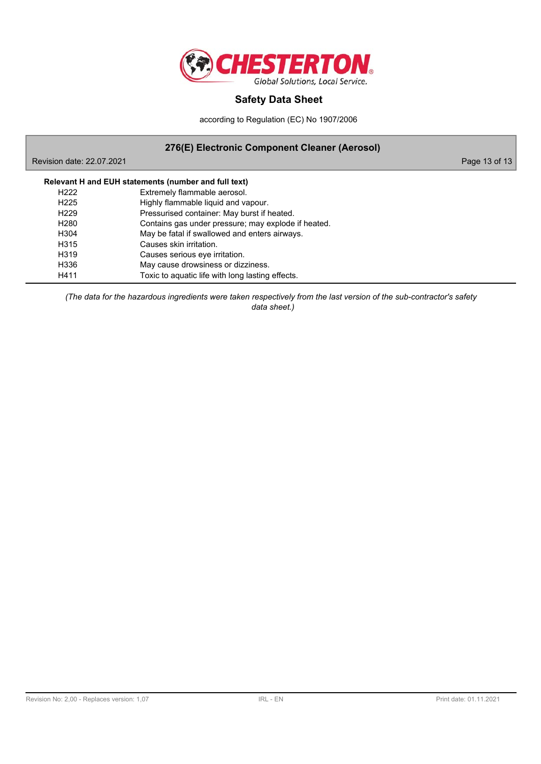**Relevant H and EUH statements (number and full text)**

| | |
|---|---|
| H222 | Extremely flammable aerosol. |
| H225 | Highly flammable liquid and vapour. |
| H229 | Pressurised container: May burst if heated. |
| H280 | Contains gas under pressure; may explode if heated. |
| H304 | May be fatal if swallowed and enters airways. |
| H315 | Causes skin irritation. |
| H319 | Causes serious eye irritation. |
| H336 | May cause drowsiness or dizziness. |
| H411 | Toxic to aquatic life with long lasting effects. |

*(The data for the hazardous ingredients were taken respectively from the last version of the sub-contractor's safety data sheet.)*